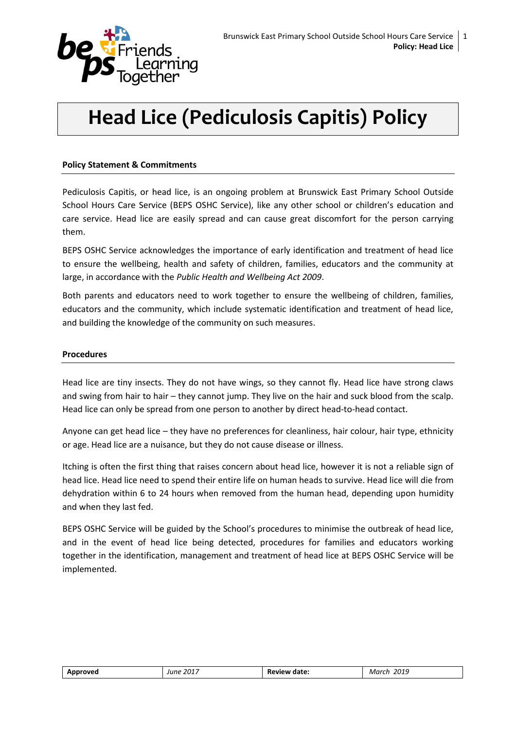# Head Lice (Pediculosis Capitis) Policy

## Policy Statement & Commitments

Pediculosis Capitis, or head lice, is an ongoing problem at Brunswick East Primary School Outside School Hours Care Service (BEPS OSHC Service), like any other school or children's education and care service. Head lice are easily spread and can cause great discomfort for the person carrying them.

BEPS OSHC Service acknowledges the importance of early identification and treatment of head lice to ensure the wellbeing, health and safety of children, families, educators and the community at large, in accordance with the *Public Health and Wellbeing Act 2009*.

Both parents and educators need to work together to ensure the wellbeing of children, families, educators and the community, which include systematic identification and treatment of head lice, and building the knowledge of the community on such measures.

## Procedures

Head lice are tiny insects. They do not have wings, so they cannot fly. Head lice have strong claws and swing from hair to hair – they cannot jump. They live on the hair and suck blood from the scalp. Head lice can only be spread from one person to another by direct head-to-head contact.

Anyone can get head lice – they have no preferences for cleanliness, hair colour, hair type, ethnicity or age. Head lice are a nuisance, but they do not cause disease or illness.

Itching is often the first thing that raises concern about head lice, however it is not a reliable sign of head lice. Head lice need to spend their entire life on human heads to survive. Head lice will die from dehydration within 6 to 24 hours when removed from the human head, depending upon humidity and when they last fed.

BEPS OSHC Service will be guided by the School's procedures to minimise the outbreak of head lice, and in the event of head lice being detected, procedures for families and educators working together in the identification, management and treatment of head lice at BEPS OSHC Service will be implemented.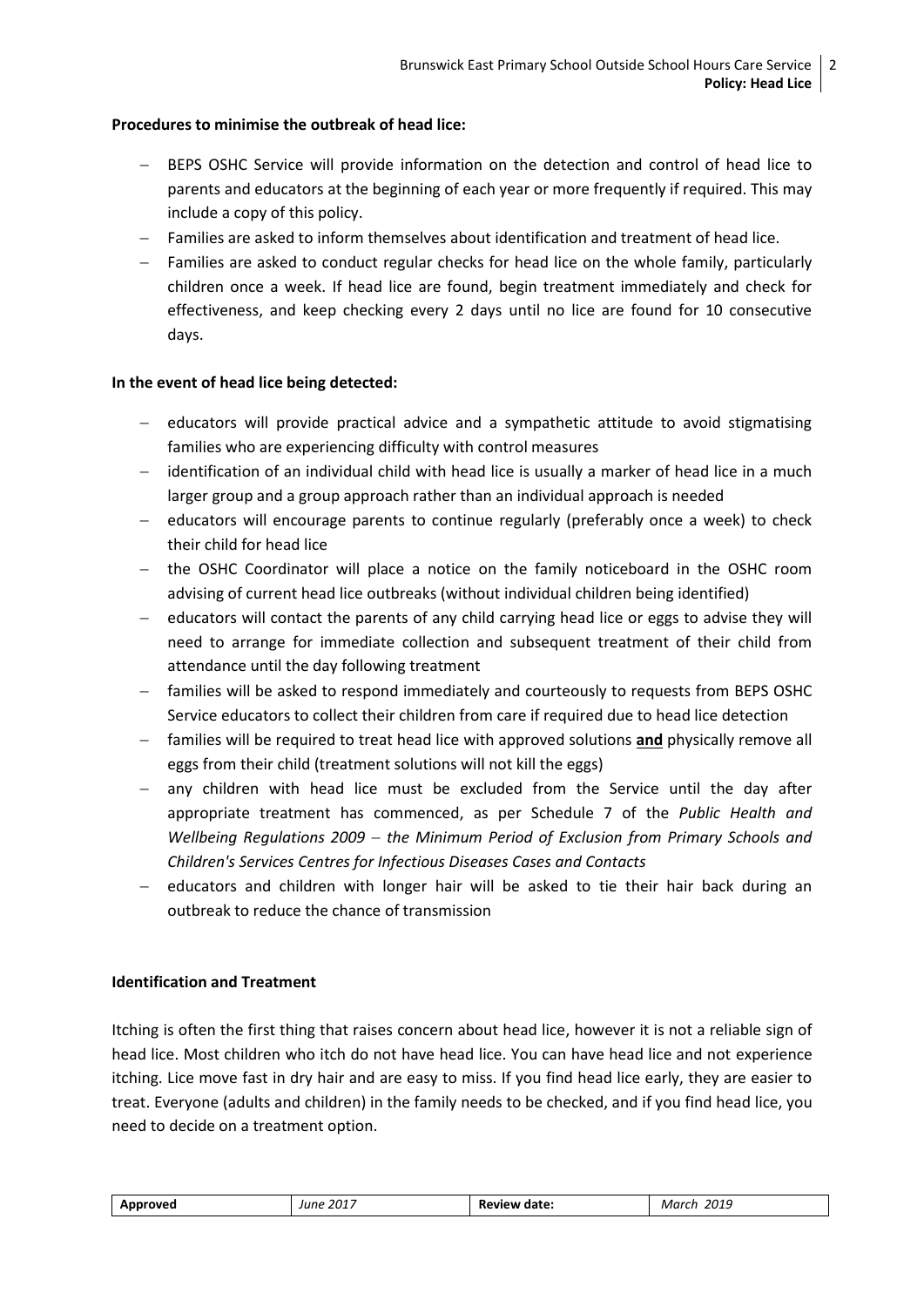**Procedures to minimise the outbreak of head lice:**

- BEPS OSHC Service will provide information on the detection and control of head lice to parents and educators at the beginning of each year or more frequently if required. This may include a copy of this policy.
- Families are asked to inform themselves about identification and treatment of head lice.
- Families are asked to conduct regular checks for head lice on the whole family, particularly children once a week. If head lice are found, begin treatment immediately and check for effectiveness, and keep checking every 2 days until no lice are found for 10 consecutive days.

**In the event of head lice being detected:**

- educators will provide practical advice and a sympathetic attitude to avoid stigmatising families who are experiencing difficulty with control measures
- identification of an individual child with head lice is usually a marker of head lice in a much larger group and a group approach rather than an individual approach is needed
- educators will encourage parents to continue regularly (preferably once a week) to check their child for head lice
- the OSHC Coordinator will place a notice on the family noticeboard in the OSHC room advising of current head lice outbreaks (without individual children being identified)
- educators will contact the parents of any child carrying head lice or eggs to advise they will need to arrange for immediate collection and subsequent treatment of their child from attendance until the day following treatment
- families will be asked to respond immediately and courteously to requests from BEPS OSHC Service educators to collect their children from care if required due to head lice detection
- families will be required to treat head lice with approved solutions **and** physically remove all eggs from their child (treatment solutions will not kill the eggs)
- any children with head lice must be excluded from the Service until the day after appropriate treatment has commenced, as per Schedule 7 of the *Public Health and Wellbeing Regulations 2009 – the Minimum Period of Exclusion from Primary Schools and Children's Services Centres for Infectious Diseases Cases and Contacts*
- educators and children with longer hair will be asked to tie their hair back during an outbreak to reduce the chance of transmission

**Identification and Treatment**

Itching is often the first thing that raises concern about head lice, however it is not a reliable sign of head lice. Most children who itch do not have head lice. You can have head lice and not experience itching. Lice move fast in dry hair and are easy to miss. If you find head lice early, they are easier to treat. Everyone (adults and children) in the family needs to be checked, and if you find head lice, you need to decide on a treatment option.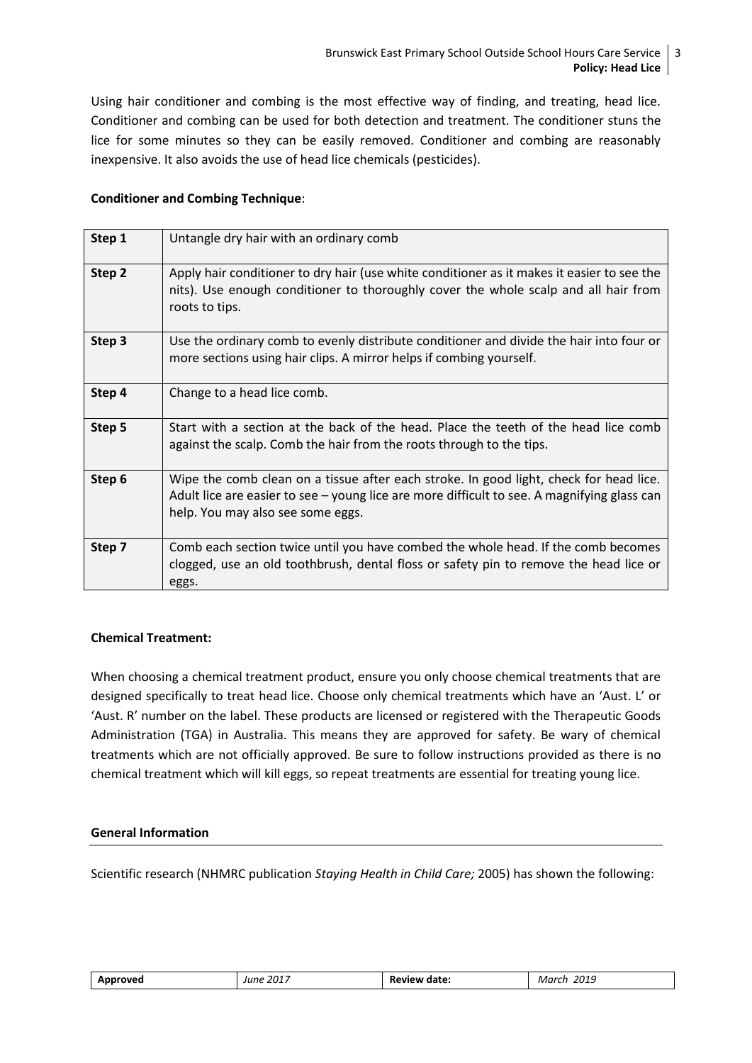Using hair conditioner and combing is the most effective way of finding, and treating, head lice. Conditioner and combing can be used for both detection and treatment. The conditioner stuns the lice for some minutes so they can be easily removed. Conditioner and combing are reasonably inexpensive. It also avoids the use of head lice chemicals (pesticides).

**Conditioner and Combing Technique**:

| | |
|---|---|
| **Step 1** | Untangle dry hair with an ordinary comb |
| **Step 2** | Apply hair conditioner to dry hair (use white conditioner as it makes it easier to see the nits). Use enough conditioner to thoroughly cover the whole scalp and all hair from roots to tips. |
| **Step 3** | Use the ordinary comb to evenly distribute conditioner and divide the hair into four or more sections using hair clips. A mirror helps if combing yourself. |
| **Step 4** | Change to a head lice comb. |
| **Step 5** | Start with a section at the back of the head. Place the teeth of the head lice comb against the scalp. Comb the hair from the roots through to the tips. |
| **Step 6** | Wipe the comb clean on a tissue after each stroke. In good light, check for head lice. Adult lice are easier to see – young lice are more difficult to see. A magnifying glass can help. You may also see some eggs. |
| **Step 7** | Comb each section twice until you have combed the whole head. If the comb becomes clogged, use an old toothbrush, dental floss or safety pin to remove the head lice or eggs. |

**Chemical Treatment:**

When choosing a chemical treatment product, ensure you only choose chemical treatments that are designed specifically to treat head lice. Choose only chemical treatments which have an 'Aust. L' or 'Aust. R' number on the label. These products are licensed or registered with the Therapeutic Goods Administration (TGA) in Australia. This means they are approved for safety. Be wary of chemical treatments which are not officially approved. Be sure to follow instructions provided as there is no chemical treatment which will kill eggs, so repeat treatments are essential for treating young lice.

**General Information**

Scientific research (NHMRC publication *Staying Health in Child Care;* 2005) has shown the following:

| **Approved** | *June 2017* | **Review date:** | *March 2019* |
|---|---|---|---|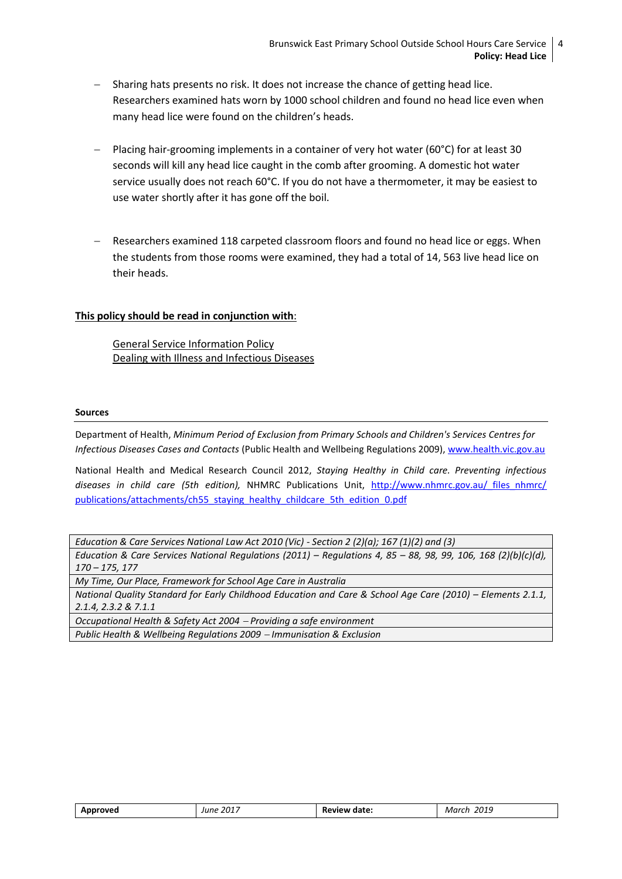- Sharing hats presents no risk. It does not increase the chance of getting head lice. Researchers examined hats worn by 1000 school children and found no head lice even when many head lice were found on the children's heads.

- Placing hair-grooming implements in a container of very hot water (60°C) for at least 30 seconds will kill any head lice caught in the comb after grooming. A domestic hot water service usually does not reach 60°C. If you do not have a thermometer, it may be easiest to use water shortly after it has gone off the boil.

- Researchers examined 118 carpeted classroom floors and found no head lice or eggs. When the students from those rooms were examined, they had a total of 14, 563 live head lice on their heads.

**This policy should be read in conjunction with**:

General Service Information Policy
Dealing with Illness and Infectious Diseases

**Sources**

Department of Health, *Minimum Period of Exclusion from Primary Schools and Children's Services Centres for Infectious Diseases Cases and Contacts* (Public Health and Wellbeing Regulations 2009), www.health.vic.gov.au

National Health and Medical Research Council 2012, *Staying Healthy in Child care. Preventing infectious diseases in child care (5th edition),* NHMRC Publications Unit, http://www.nhmrc.gov.au/_files_nhmrc/publications/attachments/ch55_staying_healthy_childcare_5th_edition_0.pdf

| |
|---|
| *Education & Care Services National Law Act 2010 (Vic) - Section 2 (2)(a); 167 (1)(2) and (3)* |
| *Education & Care Services National Regulations (2011) – Regulations 4, 85 – 88, 98, 99, 106, 168 (2)(b)(c)(d), 170 – 175, 177* |
| *My Time, Our Place, Framework for School Age Care in Australia* |
| *National Quality Standard for Early Childhood Education and Care & School Age Care (2010) – Elements 2.1.1, 2.1.4, 2.3.2 & 7.1.1* |
| *Occupational Health & Safety Act 2004 – Providing a safe environment* |
| *Public Health & Wellbeing Regulations 2009 – Immunisation & Exclusion* |

| | | | |
|---|---|---|---|
| **Approved** | *June 2017* | **Review date:** | *March 2019* |